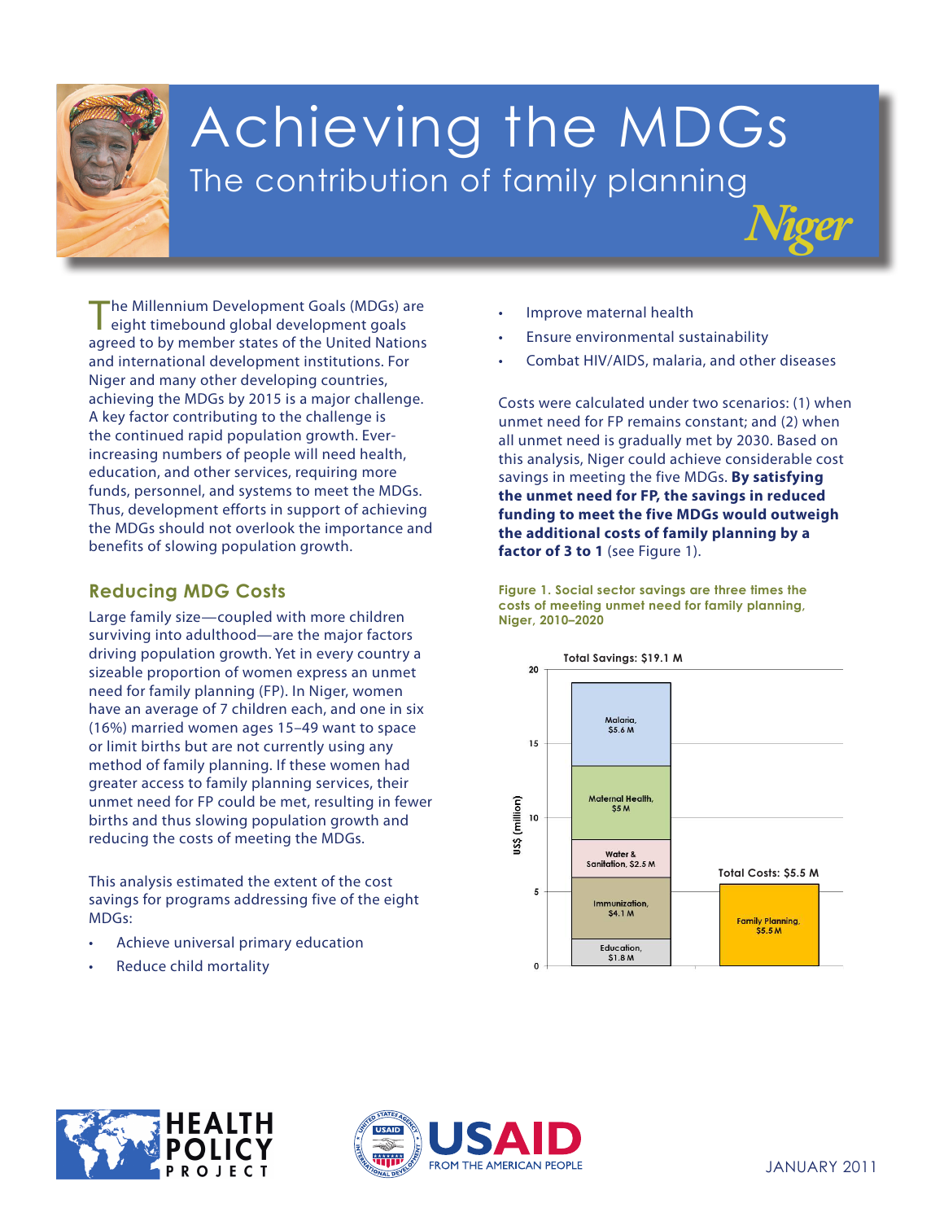# Achieving the MDGs

## The contribution of family planning

**Niger**

The Millennium Development Goals (MDGs) are eight timebound global development goals agreed to by member states of the United Nations and international development institutions. For Niger and many other developing countries, achieving the MDGs by 2015 is a major challenge. A key factor contributing to the challenge is the continued rapid population growth. Ever-increasing numbers of people will need health, education, and other services, requiring more funds, personnel, and systems to meet the MDGs. Thus, development efforts in support of achieving the MDGs should not overlook the importance and benefits of slowing population growth.

### Reducing MDG Costs

Large family size—coupled with more children surviving into adulthood—are the major factors driving population growth. Yet in every country a sizeable proportion of women express an unmet need for family planning (FP). In Niger, women have an average of 7 children each, and one in six (16%) married women ages 15–49 want to space or limit births but are not currently using any method of family planning. If these women had greater access to family planning services, their unmet need for FP could be met, resulting in fewer births and thus slowing population growth and reducing the costs of meeting the MDGs.

This analysis estimated the extent of the cost savings for programs addressing five of the eight MDGs:

- Achieve universal primary education
- Reduce child mortality
- Improve maternal health
- Ensure environmental sustainability
- Combat HIV/AIDS, malaria, and other diseases

Costs were calculated under two scenarios: (1) when unmet need for FP remains constant; and (2) when all unmet need is gradually met by 2030. Based on this analysis, Niger could achieve considerable cost savings in meeting the five MDGs. **By satisfying the unmet need for FP, the savings in reduced funding to meet the five MDGs would outweigh the additional costs of family planning by a factor of 3 to 1** (see Figure 1).

Figure 1. Social sector savings are three times the costs of meeting unmet need for family planning, Niger, 2010–2020

| | Total Savings: $19.1 M | Total Costs: $5.5 M |
|---|---|---|
| Malaria | $5.6 M | |
| Maternal Health | $5 M | |
| Water & Sanitation | $2.5 M | |
| Immunization | $4.1 M | |
| Education | $1.8 M | |
| Family Planning | | $5.5 M |

US$ (million)

JANUARY 2011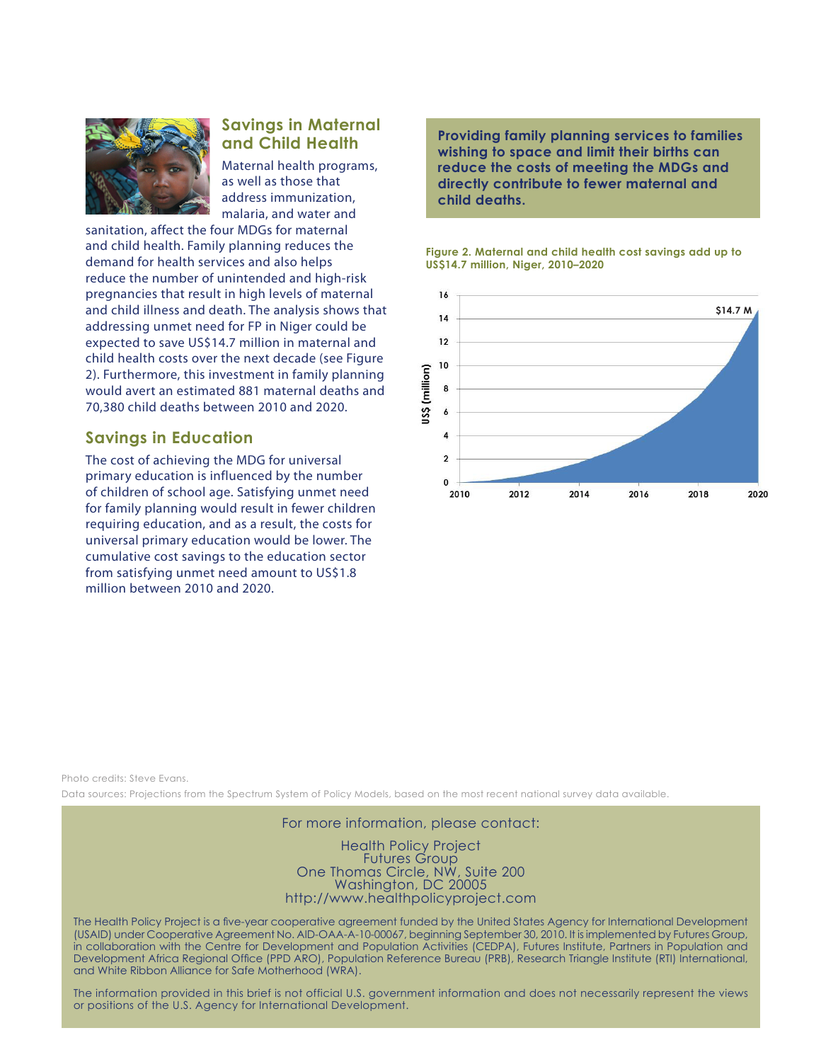## Savings in Maternal and Child Health

Maternal health programs, as well as those that address immunization, malaria, and water and sanitation, affect the four MDGs for maternal and child health. Family planning reduces the demand for health services and also helps reduce the number of unintended and high-risk pregnancies that result in high levels of maternal and child illness and death. The analysis shows that addressing unmet need for FP in Niger could be expected to save US$14.7 million in maternal and child health costs over the next decade (see Figure 2). Furthermore, this investment in family planning would avert an estimated 881 maternal deaths and 70,380 child deaths between 2010 and 2020.

## Savings in Education

The cost of achieving the MDG for universal primary education is influenced by the number of children of school age. Satisfying unmet need for family planning would result in fewer children requiring education, and as a result, the costs for universal primary education would be lower. The cumulative cost savings to the education sector from satisfying unmet need amount to US$1.8 million between 2010 and 2020.

**Providing family planning services to families wishing to space and limit their births can reduce the costs of meeting the MDGs and directly contribute to fewer maternal and child deaths.**

**Figure 2. Maternal and child health cost savings add up to US$14.7 million, Niger, 2010–2020**

US$ (million)
16
14
12
10
8
6
4
2
0
2010
2012
2014
2016
2018
2020
$14.7 M

Photo credits: Steve Evans.

Data sources: Projections from the Spectrum System of Policy Models, based on the most recent national survey data available.

For more information, please contact:

Health Policy Project
Futures Group
One Thomas Circle, NW, Suite 200
Washington, DC 20005
http://www.healthpolicyproject.com

The Health Policy Project is a five-year cooperative agreement funded by the United States Agency for International Development (USAID) under Cooperative Agreement No. AID-OAA-A-10-00067, beginning September 30, 2010. It is implemented by Futures Group, in collaboration with the Centre for Development and Population Activities (CEDPA), Futures Institute, Partners in Population and Development Africa Regional Office (PPD ARO), Population Reference Bureau (PRB), Research Triangle Institute (RTI) International, and White Ribbon Alliance for Safe Motherhood (WRA).

The information provided in this brief is not official U.S. government information and does not necessarily represent the views or positions of the U.S. Agency for International Development.